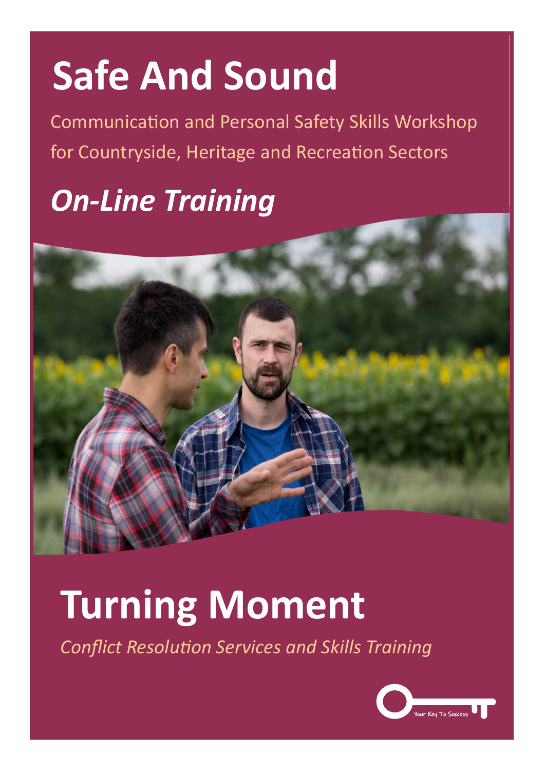# Safe And Sound

Communication and Personal Safety Skills Workshop for Countryside, Heritage and Recreation Sectors

## *On-Line Training*

# Turning Moment

*Conflict Resolution Services and Skills Training*

Your Key To Success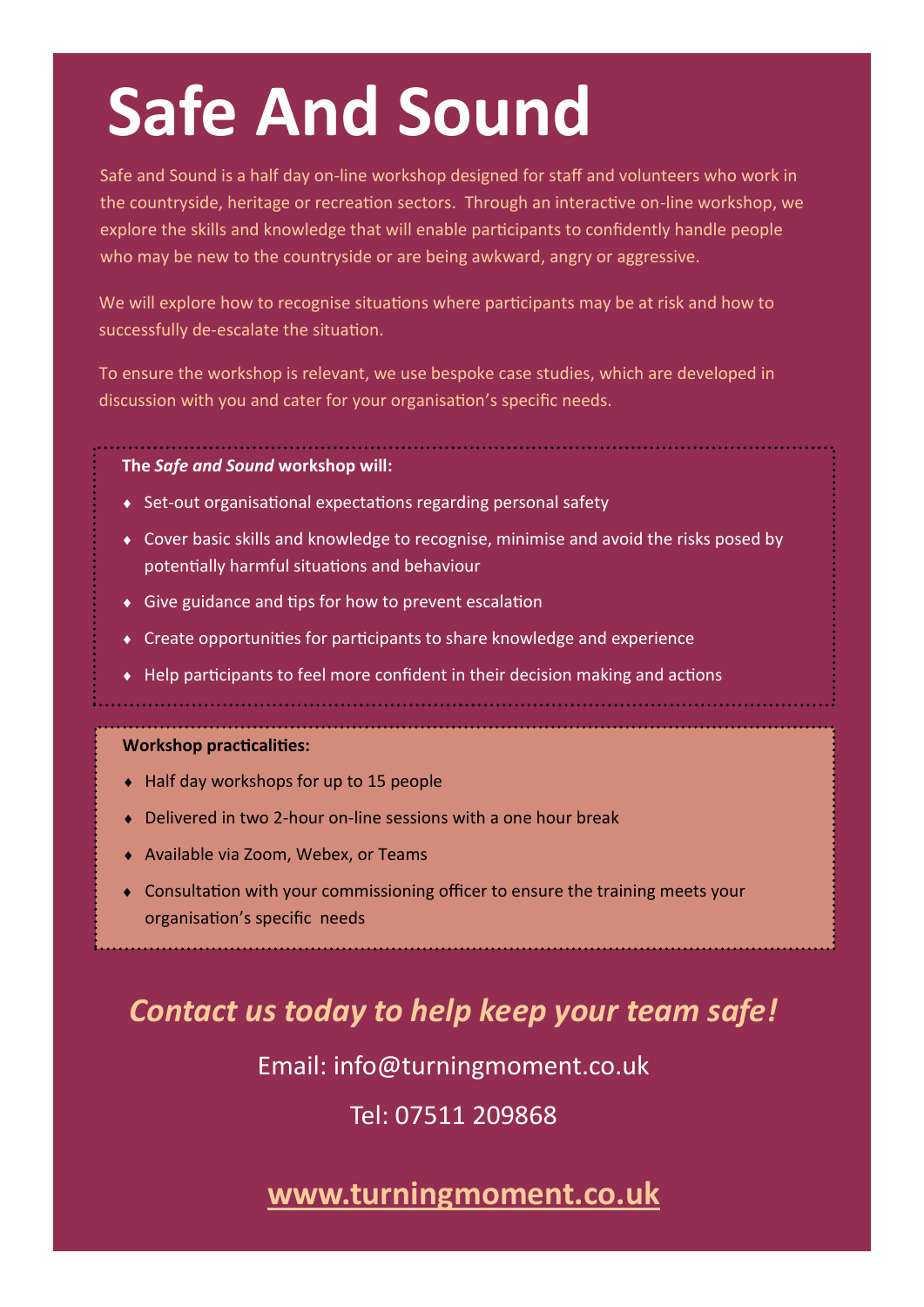# Safe And Sound

Safe and Sound is a half day on-line workshop designed for staff and volunteers who work in the countryside, heritage or recreation sectors. Through an interactive on-line workshop, we explore the skills and knowledge that will enable participants to confidently handle people who may be new to the countryside or are being awkward, angry or aggressive.

We will explore how to recognise situations where participants may be at risk and how to successfully de-escalate the situation.

To ensure the workshop is relevant, we use bespoke case studies, which are developed in discussion with you and cater for your organisation's specific needs.

**The *Safe and Sound* workshop will:**

- Set-out organisational expectations regarding personal safety
- Cover basic skills and knowledge to recognise, minimise and avoid the risks posed by potentially harmful situations and behaviour
- Give guidance and tips for how to prevent escalation
- Create opportunities for participants to share knowledge and experience
- Help participants to feel more confident in their decision making and actions

**Workshop practicalities:**

- Half day workshops for up to 15 people
- Delivered in two 2-hour on-line sessions with a one hour break
- Available via Zoom, Webex, or Teams
- Consultation with your commissioning officer to ensure the training meets your organisation's specific needs

## *Contact us today to help keep your team safe!*

Email: info@turningmoment.co.uk

Tel: 07511 209868

**www.turningmoment.co.uk**